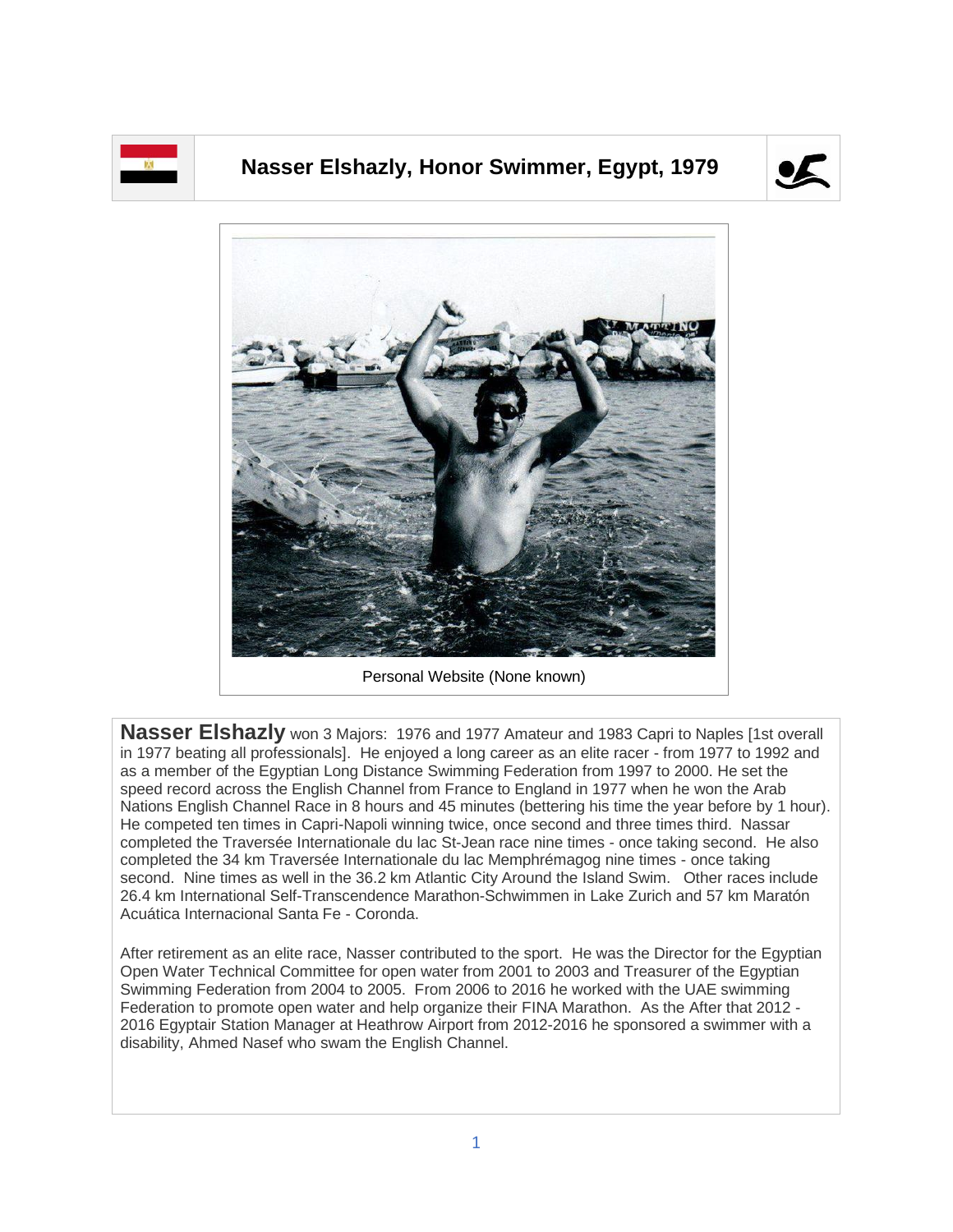# Nasser Elshazly, Honor Swimmer, Egypt, 1979

Personal Website (None known)

**Nasser Elshazly** won 3 Majors: 1976 and 1977 Amateur and 1983 Capri to Naples [1st overall in 1977 beating all professionals]. He enjoyed a long career as an elite racer - from 1977 to 1992 and as a member of the Egyptian Long Distance Swimming Federation from 1997 to 2000. He set the speed record across the English Channel from France to England in 1977 when he won the Arab Nations English Channel Race in 8 hours and 45 minutes (bettering his time the year before by 1 hour). He competed ten times in Capri-Napoli winning twice, once second and three times third. Nassar completed the Traversée Internationale du lac St-Jean race nine times - once taking second. He also completed the 34 km Traversée Internationale du lac Memphrémagog nine times - once taking second. Nine times as well in the 36.2 km Atlantic City Around the Island Swim. Other races include 26.4 km International Self-Transcendence Marathon-Schwimmen in Lake Zurich and 57 km Maratón Acuática Internacional Santa Fe - Coronda.

After retirement as an elite race, Nasser contributed to the sport. He was the Director for the Egyptian Open Water Technical Committee for open water from 2001 to 2003 and Treasurer of the Egyptian Swimming Federation from 2004 to 2005. From 2006 to 2016 he worked with the UAE swimming Federation to promote open water and help organize their FINA Marathon. As the After that 2012 - 2016 Egyptair Station Manager at Heathrow Airport from 2012-2016 he sponsored a swimmer with a disability, Ahmed Nasef who swam the English Channel.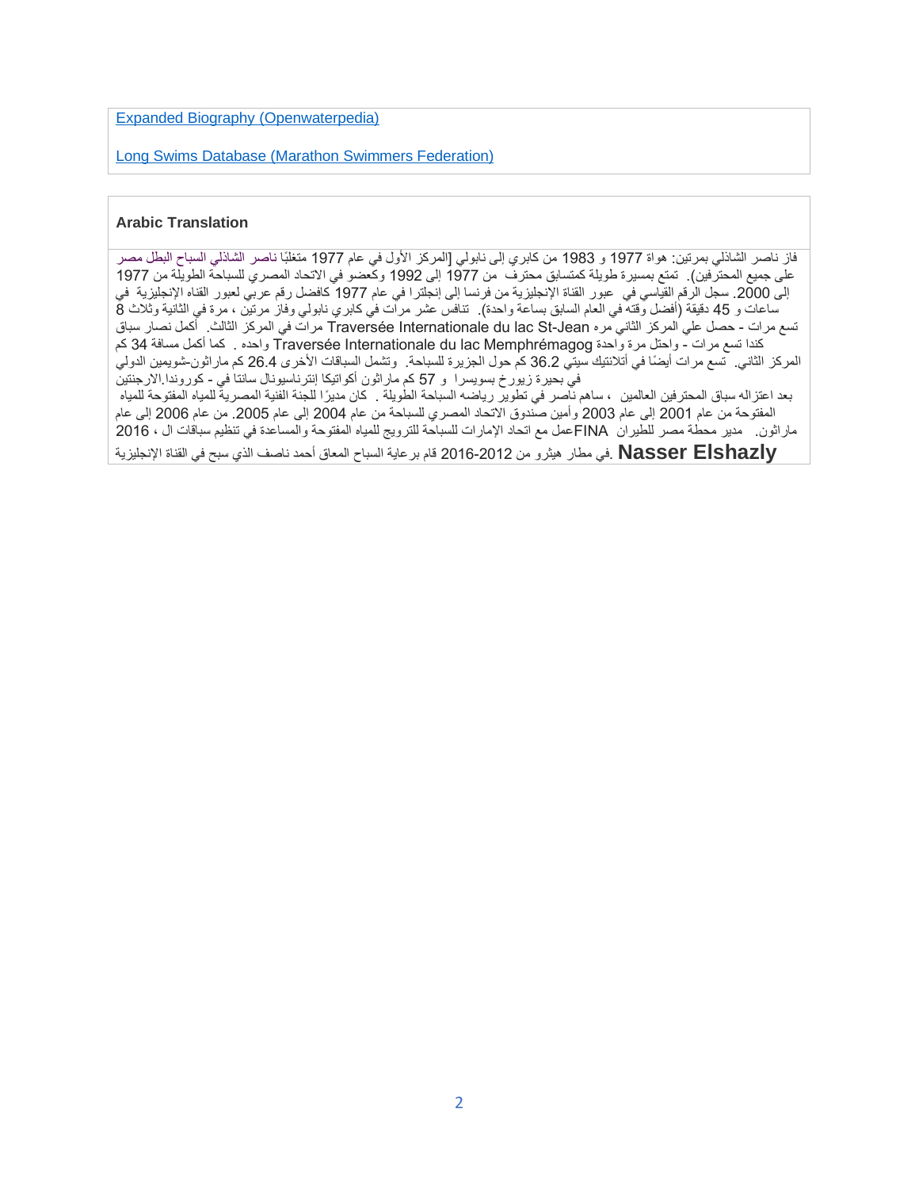[Expanded Biography (Openwaterpedia)](#)

[Long Swims Database (Marathon Swimmers Federation)](#)

**Arabic Translation**

فاز ناصر الشاذلي بمرتين: هواة 1977 و 1983 من كابري إلى نابولي [المركز الأول في عام 1977 متغلبًا ناصر الشاذلي السباح البطل مصر على جميع المحترفين). تمتع بمسيرة طويلة كمتسابق محترف من 1977 إلى 1992 وكعضو في الاتحاد المصري للسباحة الطويلة من 1977 إلى 2000. سجل الرقم القياسي في عبور القناة الإنجليزية من فرنسا إلى إنجلترا في عام 1977 كافضل رقم عربي لعبور القناه الإنجليزية في 8 ساعات و 45 دقيقة (أفضل وقته في العام السابق بساعة واحدة). تنافس عشر مرات في كابري نابولي وفاز مرتين ، مرة في الثانية وثلاث تسع مرات - حصل علي المركز الثاني مره Traversée Internationale du lac St-Jean مرات في المركز الثالث. أكمل نصار سباق كندا تسع مرات - واحتل مرة واحدة Traversée Internationale du lac Memphrémagog واحده . كما أكمل مسافة 34 كم المركز الثاني. تسع مرات أيضًا في أتلانتيك سيتي 36.2 كم حول الجزيرة للسباحة. وتشمل السباقات الأخرى 26.4 كم ماراثون-شويمين الدولي في بحيرة زيورخ بسويسرا و 57 كم ماراثون أكواتيكا إنترناسيونال سانتا في - كورووندا.الارجنتين

بعد اعتزاله سباق المحترفين العالميين ، ساهم ناصر في تطوير رياضه السباحة الطويلة . كان مديرًا للجنة الفنية المصرية للمياه المفتوحة من عام 2001 إلى عام 2003 وأمين صندوق الاتحاد المصري للسباحة من عام 2004 إلى عام 2005. من عام 2006 إلى عام 2016 مدير محطة مصر للطيران FINAعمل مع اتحاد الإمارات للسباحة للترويج للمياه المفتوحة والمساعدة في تنظيم سباقات ال ، ماراثون. في مطار هيثرو من 2012-2016 قام برعاية السباح المعاق أحمد ناصف الذي سبح في القناة الإنجليزية. **Nasser Elshazly**